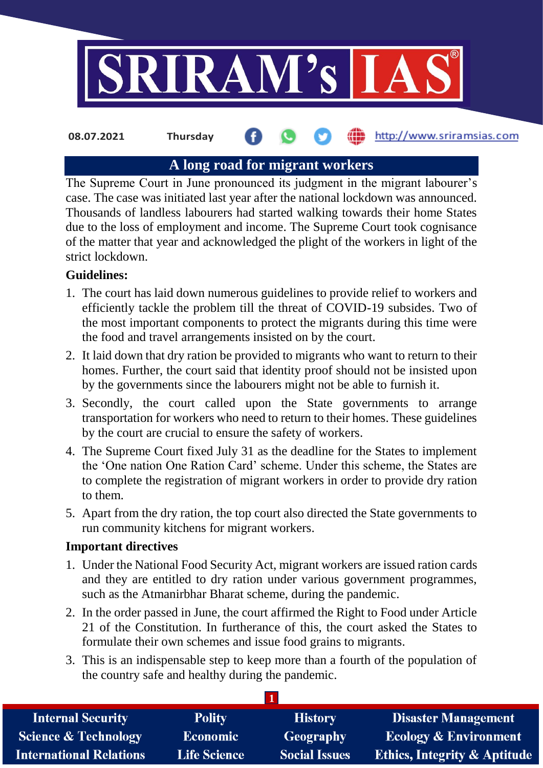08.07.2021 Thursday http://www.sriramsias.com

# A long road for migrant workers

The Supreme Court in June pronounced its judgment in the migrant labourer's case. The case was initiated last year after the national lockdown was announced. Thousands of landless labourers had started walking towards their home States due to the loss of employment and income. The Supreme Court took cognisance of the matter that year and acknowledged the plight of the workers in light of the strict lockdown.

**Guidelines:**

1. The court has laid down numerous guidelines to provide relief to workers and efficiently tackle the problem till the threat of COVID-19 subsides. Two of the most important components to protect the migrants during this time were the food and travel arrangements insisted on by the court.
2. It laid down that dry ration be provided to migrants who want to return to their homes. Further, the court said that identity proof should not be insisted upon by the governments since the labourers might not be able to furnish it.
3. Secondly, the court called upon the State governments to arrange transportation for workers who need to return to their homes. These guidelines by the court are crucial to ensure the safety of workers.
4. The Supreme Court fixed July 31 as the deadline for the States to implement the 'One nation One Ration Card' scheme. Under this scheme, the States are to complete the registration of migrant workers in order to provide dry ration to them.
5. Apart from the dry ration, the top court also directed the State governments to run community kitchens for migrant workers.

**Important directives**

1. Under the National Food Security Act, migrant workers are issued ration cards and they are entitled to dry ration under various government programmes, such as the Atmanirbhar Bharat scheme, during the pandemic.
2. In the order passed in June, the court affirmed the Right to Food under Article 21 of the Constitution. In furtherance of this, the court asked the States to formulate their own schemes and issue food grains to migrants.
3. This is an indispensable step to keep more than a fourth of the population of the country safe and healthy during the pandemic.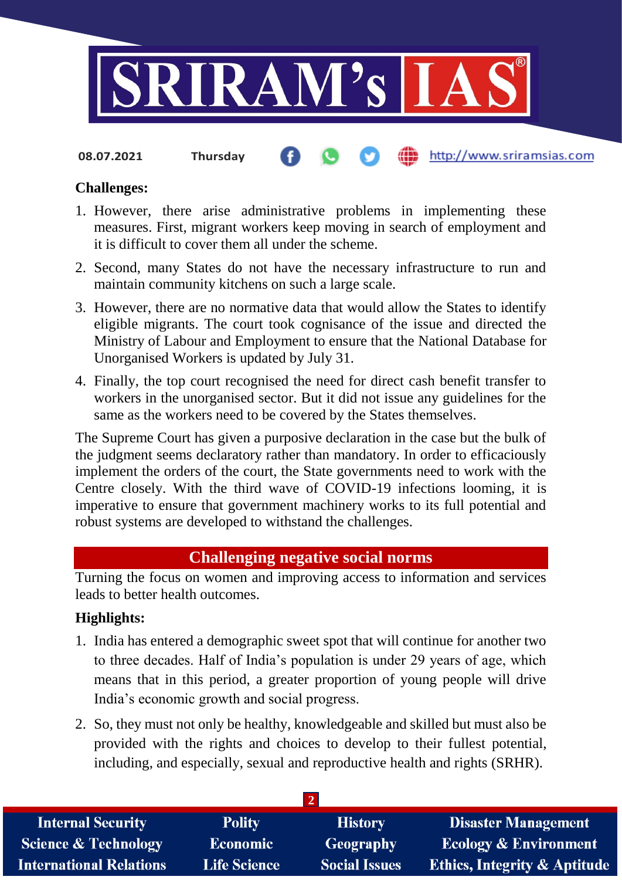**Challenges:**

1. However, there arise administrative problems in implementing these measures. First, migrant workers keep moving in search of employment and it is difficult to cover them all under the scheme.
2. Second, many States do not have the necessary infrastructure to run and maintain community kitchens on such a large scale.
3. However, there are no normative data that would allow the States to identify eligible migrants. The court took cognisance of the issue and directed the Ministry of Labour and Employment to ensure that the National Database for Unorganised Workers is updated by July 31.
4. Finally, the top court recognised the need for direct cash benefit transfer to workers in the unorganised sector. But it did not issue any guidelines for the same as the workers need to be covered by the States themselves.

The Supreme Court has given a purposive declaration in the case but the bulk of the judgment seems declaratory rather than mandatory. In order to efficaciously implement the orders of the court, the State governments need to work with the Centre closely. With the third wave of COVID-19 infections looming, it is imperative to ensure that government machinery works to its full potential and robust systems are developed to withstand the challenges.

## Challenging negative social norms

Turning the focus on women and improving access to information and services leads to better health outcomes.

**Highlights:**

1. India has entered a demographic sweet spot that will continue for another two to three decades. Half of India's population is under 29 years of age, which means that in this period, a greater proportion of young people will drive India's economic growth and social progress.
2. So, they must not only be healthy, knowledgeable and skilled but must also be provided with the rights and choices to develop to their fullest potential, including, and especially, sexual and reproductive health and rights (SRHR).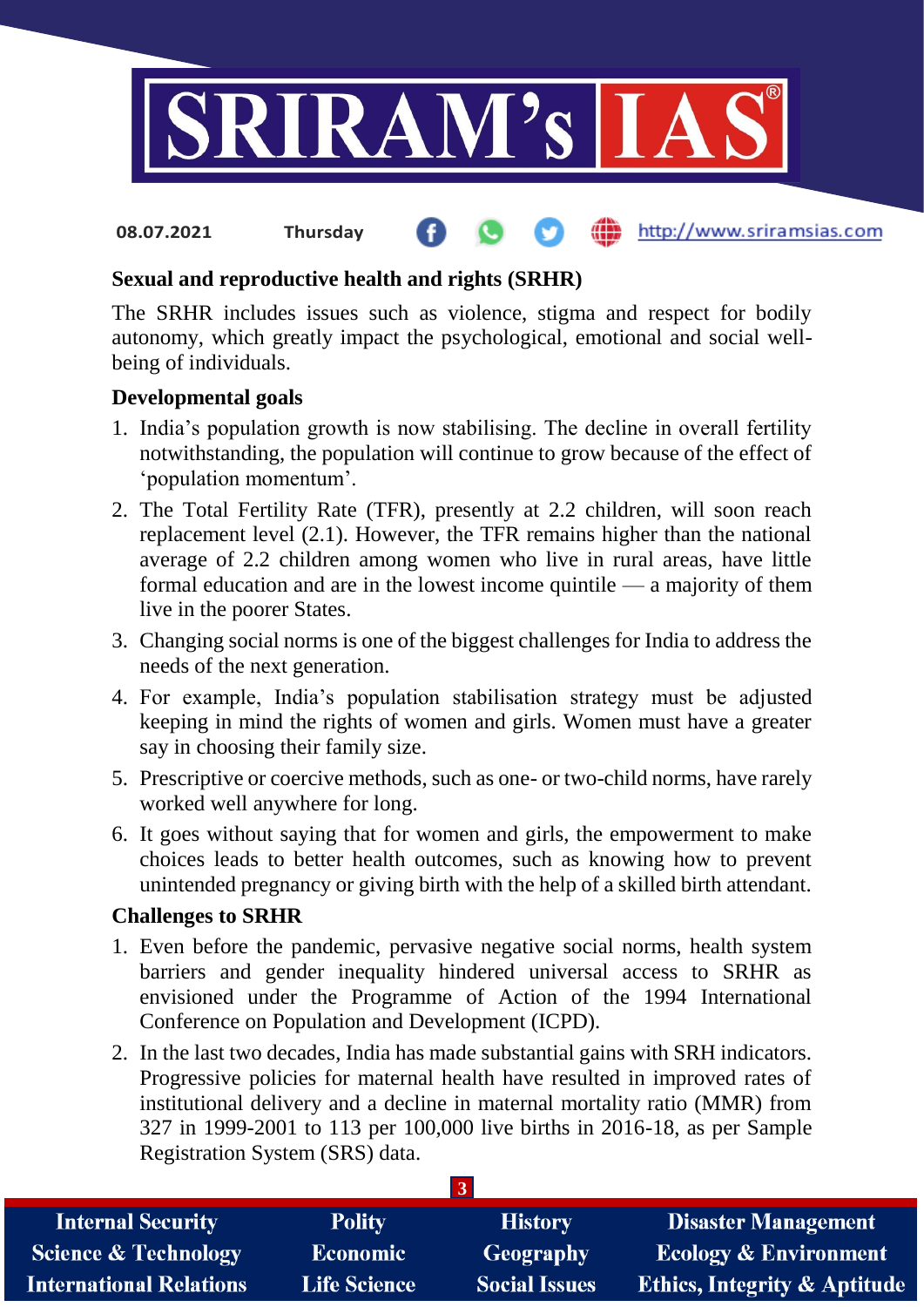## Sexual and reproductive health and rights (SRHR)

The SRHR includes issues such as violence, stigma and respect for bodily autonomy, which greatly impact the psychological, emotional and social well-being of individuals.

### Developmental goals

1. India's population growth is now stabilising. The decline in overall fertility notwithstanding, the population will continue to grow because of the effect of 'population momentum'.
2. The Total Fertility Rate (TFR), presently at 2.2 children, will soon reach replacement level (2.1). However, the TFR remains higher than the national average of 2.2 children among women who live in rural areas, have little formal education and are in the lowest income quintile — a majority of them live in the poorer States.
3. Changing social norms is one of the biggest challenges for India to address the needs of the next generation.
4. For example, India's population stabilisation strategy must be adjusted keeping in mind the rights of women and girls. Women must have a greater say in choosing their family size.
5. Prescriptive or coercive methods, such as one- or two-child norms, have rarely worked well anywhere for long.
6. It goes without saying that for women and girls, the empowerment to make choices leads to better health outcomes, such as knowing how to prevent unintended pregnancy or giving birth with the help of a skilled birth attendant.

### Challenges to SRHR

1. Even before the pandemic, pervasive negative social norms, health system barriers and gender inequality hindered universal access to SRHR as envisioned under the Programme of Action of the 1994 International Conference on Population and Development (ICPD).
2. In the last two decades, India has made substantial gains with SRH indicators. Progressive policies for maternal health have resulted in improved rates of institutional delivery and a decline in maternal mortality ratio (MMR) from 327 in 1999-2001 to 113 per 100,000 live births in 2016-18, as per Sample Registration System (SRS) data.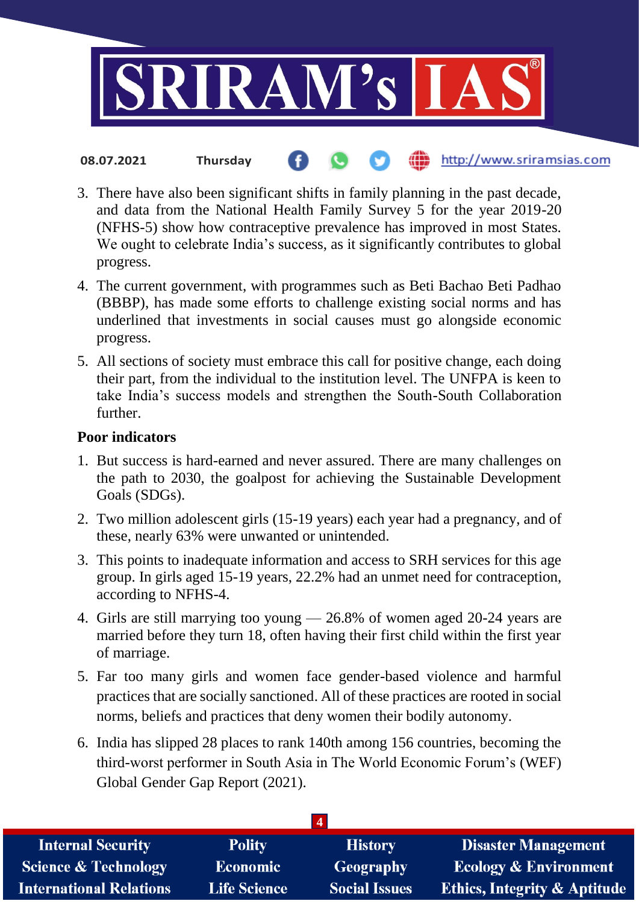3. There have also been significant shifts in family planning in the past decade, and data from the National Health Family Survey 5 for the year 2019-20 (NFHS-5) show how contraceptive prevalence has improved in most States. We ought to celebrate India's success, as it significantly contributes to global progress.
4. The current government, with programmes such as Beti Bachao Beti Padhao (BBBP), has made some efforts to challenge existing social norms and has underlined that investments in social causes must go alongside economic progress.
5. All sections of society must embrace this call for positive change, each doing their part, from the individual to the institution level. The UNFPA is keen to take India's success models and strengthen the South-South Collaboration further.

**Poor indicators**

1. But success is hard-earned and never assured. There are many challenges on the path to 2030, the goalpost for achieving the Sustainable Development Goals (SDGs).
2. Two million adolescent girls (15-19 years) each year had a pregnancy, and of these, nearly 63% were unwanted or unintended.
3. This points to inadequate information and access to SRH services for this age group. In girls aged 15-19 years, 22.2% had an unmet need for contraception, according to NFHS-4.
4. Girls are still marrying too young — 26.8% of women aged 20-24 years are married before they turn 18, often having their first child within the first year of marriage.
5. Far too many girls and women face gender-based violence and harmful practices that are socially sanctioned. All of these practices are rooted in social norms, beliefs and practices that deny women their bodily autonomy.
6. India has slipped 28 places to rank 140th among 156 countries, becoming the third-worst performer in South Asia in The World Economic Forum's (WEF) Global Gender Gap Report (2021).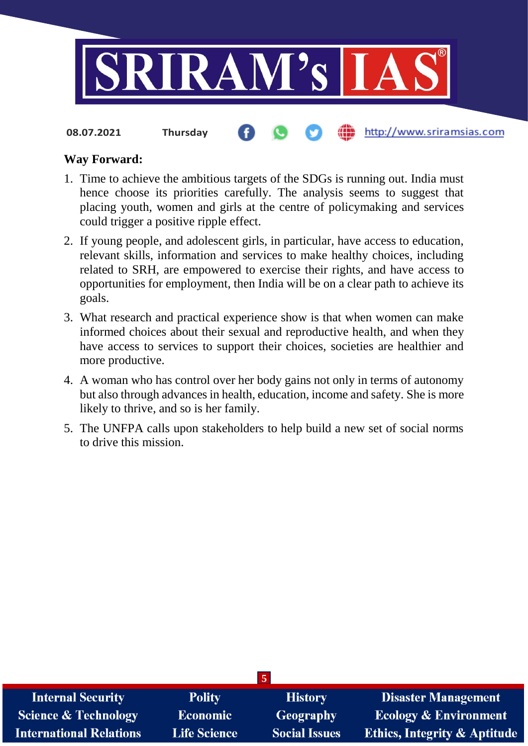**Way Forward:**

1. Time to achieve the ambitious targets of the SDGs is running out. India must hence choose its priorities carefully. The analysis seems to suggest that placing youth, women and girls at the centre of policymaking and services could trigger a positive ripple effect.
2. If young people, and adolescent girls, in particular, have access to education, relevant skills, information and services to make healthy choices, including related to SRH, are empowered to exercise their rights, and have access to opportunities for employment, then India will be on a clear path to achieve its goals.
3. What research and practical experience show is that when women can make informed choices about their sexual and reproductive health, and when they have access to services to support their choices, societies are healthier and more productive.
4. A woman who has control over her body gains not only in terms of autonomy but also through advances in health, education, income and safety. She is more likely to thrive, and so is her family.
5. The UNFPA calls upon stakeholders to help build a new set of social norms to drive this mission.